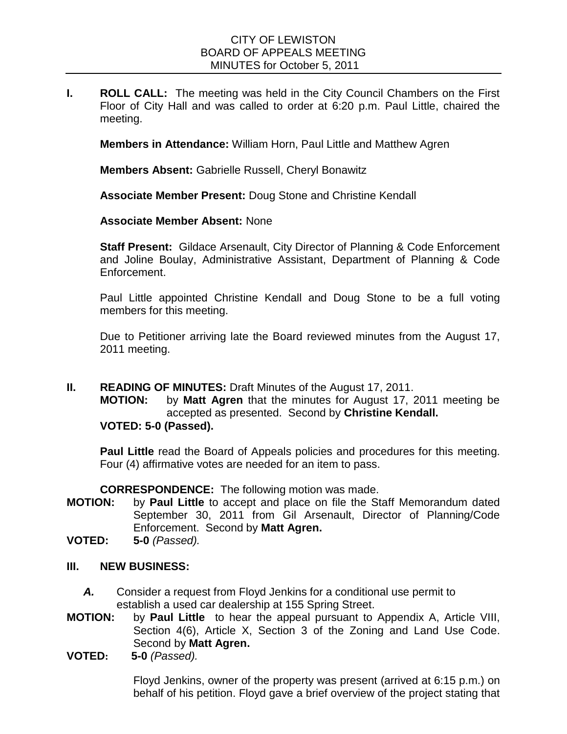CITY OF LEWISTON
BOARD OF APPEALS MEETING
MINUTES for October 5, 2011

**I. ROLL CALL:** The meeting was held in the City Council Chambers on the First Floor of City Hall and was called to order at 6:20 p.m. Paul Little, chaired the meeting.

**Members in Attendance:** William Horn, Paul Little and Matthew Agren

**Members Absent:** Gabrielle Russell, Cheryl Bonawitz

**Associate Member Present:** Doug Stone and Christine Kendall

**Associate Member Absent:** None

**Staff Present:** Gildace Arsenault, City Director of Planning & Code Enforcement and Joline Boulay, Administrative Assistant, Department of Planning & Code Enforcement.

Paul Little appointed Christine Kendall and Doug Stone to be a full voting members for this meeting.

Due to Petitioner arriving late the Board reviewed minutes from the August 17, 2011 meeting.

**II. READING OF MINUTES:** Draft Minutes of the August 17, 2011.

**MOTION:** by **Matt Agren** that the minutes for August 17, 2011 meeting be accepted as presented. Second by **Christine Kendall.**

**VOTED: 5-0 (Passed).**

**Paul Little** read the Board of Appeals policies and procedures for this meeting. Four (4) affirmative votes are needed for an item to pass.

**CORRESPONDENCE:** The following motion was made.

**MOTION:** by **Paul Little** to accept and place on file the Staff Memorandum dated September 30, 2011 from Gil Arsenault, Director of Planning/Code Enforcement. Second by **Matt Agren.**

**VOTED:** **5-0** *(Passed).*

**III. NEW BUSINESS:**

***A.*** Consider a request from Floyd Jenkins for a conditional use permit to establish a used car dealership at 155 Spring Street.

**MOTION:** by **Paul Little** to hear the appeal pursuant to Appendix A, Article VIII, Section 4(6), Article X, Section 3 of the Zoning and Land Use Code. Second by **Matt Agren.**

**VOTED:** **5-0** *(Passed).*

Floyd Jenkins, owner of the property was present (arrived at 6:15 p.m.) on behalf of his petition. Floyd gave a brief overview of the project stating that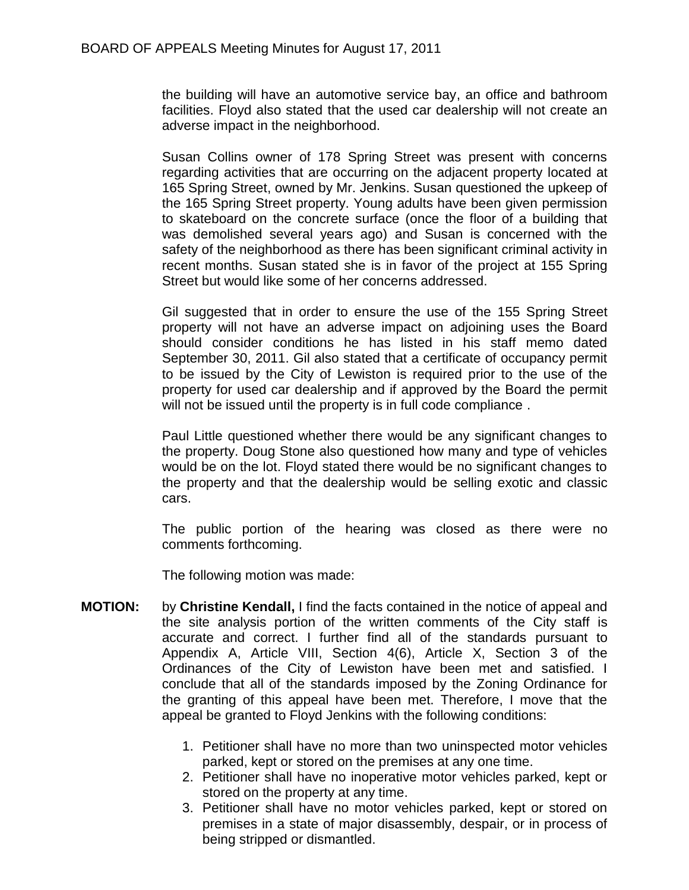the building will have an automotive service bay, an office and bathroom facilities. Floyd also stated that the used car dealership will not create an adverse impact in the neighborhood.

Susan Collins owner of 178 Spring Street was present with concerns regarding activities that are occurring on the adjacent property located at 165 Spring Street, owned by Mr. Jenkins. Susan questioned the upkeep of the 165 Spring Street property. Young adults have been given permission to skateboard on the concrete surface (once the floor of a building that was demolished several years ago) and Susan is concerned with the safety of the neighborhood as there has been significant criminal activity in recent months. Susan stated she is in favor of the project at 155 Spring Street but would like some of her concerns addressed.

Gil suggested that in order to ensure the use of the 155 Spring Street property will not have an adverse impact on adjoining uses the Board should consider conditions he has listed in his staff memo dated September 30, 2011. Gil also stated that a certificate of occupancy permit to be issued by the City of Lewiston is required prior to the use of the property for used car dealership and if approved by the Board the permit will not be issued until the property is in full code compliance .

Paul Little questioned whether there would be any significant changes to the property. Doug Stone also questioned how many and type of vehicles would be on the lot. Floyd stated there would be no significant changes to the property and that the dealership would be selling exotic and classic cars.

The public portion of the hearing was closed as there were no comments forthcoming.

The following motion was made:

**MOTION:** by **Christine Kendall,** I find the facts contained in the notice of appeal and the site analysis portion of the written comments of the City staff is accurate and correct. I further find all of the standards pursuant to Appendix A, Article VIII, Section 4(6), Article X, Section 3 of the Ordinances of the City of Lewiston have been met and satisfied. I conclude that all of the standards imposed by the Zoning Ordinance for the granting of this appeal have been met. Therefore, I move that the appeal be granted to Floyd Jenkins with the following conditions:

1. Petitioner shall have no more than two uninspected motor vehicles parked, kept or stored on the premises at any one time.
2. Petitioner shall have no inoperative motor vehicles parked, kept or stored on the property at any time.
3. Petitioner shall have no motor vehicles parked, kept or stored on premises in a state of major disassembly, despair, or in process of being stripped or dismantled.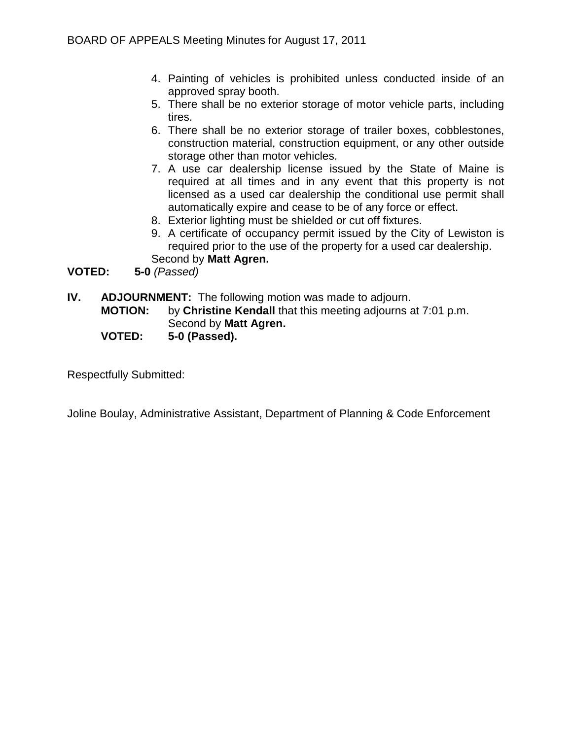4. Painting of vehicles is prohibited unless conducted inside of an approved spray booth.
5. There shall be no exterior storage of motor vehicle parts, including tires.
6. There shall be no exterior storage of trailer boxes, cobblestones, construction material, construction equipment, or any other outside storage other than motor vehicles.
7. A use car dealership license issued by the State of Maine is required at all times and in any event that this property is not licensed as a used car dealership the conditional use permit shall automatically expire and cease to be of any force or effect.
8. Exterior lighting must be shielded or cut off fixtures.
9. A certificate of occupancy permit issued by the City of Lewiston is required prior to the use of the property for a used car dealership.

Second by **Matt Agren.**

**VOTED:** **5-0** *(Passed)*

**IV. ADJOURNMENT:** The following motion was made to adjourn.

**MOTION:** by **Christine Kendall** that this meeting adjourns at 7:01 p.m. Second by **Matt Agren.**

**VOTED:** **5-0 (Passed).**

Respectfully Submitted:

Joline Boulay, Administrative Assistant, Department of Planning & Code Enforcement